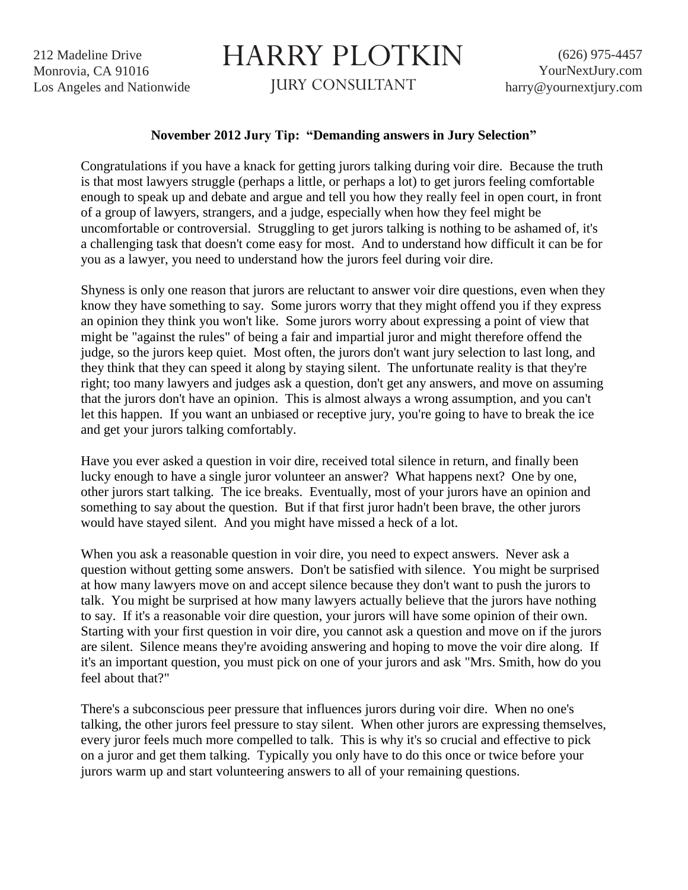212 Madeline Drive
Monrovia, CA 91016
Los Angeles and Nationwide

# HARRY PLOTKIN

JURY CONSULTANT

(626) 975-4457
YourNextJury.com
harry@yournextjury.com

**November 2012 Jury Tip: "Demanding answers in Jury Selection"**

Congratulations if you have a knack for getting jurors talking during voir dire. Because the truth is that most lawyers struggle (perhaps a little, or perhaps a lot) to get jurors feeling comfortable enough to speak up and debate and argue and tell you how they really feel in open court, in front of a group of lawyers, strangers, and a judge, especially when how they feel might be uncomfortable or controversial. Struggling to get jurors talking is nothing to be ashamed of, it's a challenging task that doesn't come easy for most. And to understand how difficult it can be for you as a lawyer, you need to understand how the jurors feel during voir dire.

Shyness is only one reason that jurors are reluctant to answer voir dire questions, even when they know they have something to say. Some jurors worry that they might offend you if they express an opinion they think you won't like. Some jurors worry about expressing a point of view that might be "against the rules" of being a fair and impartial juror and might therefore offend the judge, so the jurors keep quiet. Most often, the jurors don't want jury selection to last long, and they think that they can speed it along by staying silent. The unfortunate reality is that they're right; too many lawyers and judges ask a question, don't get any answers, and move on assuming that the jurors don't have an opinion. This is almost always a wrong assumption, and you can't let this happen. If you want an unbiased or receptive jury, you're going to have to break the ice and get your jurors talking comfortably.

Have you ever asked a question in voir dire, received total silence in return, and finally been lucky enough to have a single juror volunteer an answer? What happens next? One by one, other jurors start talking. The ice breaks. Eventually, most of your jurors have an opinion and something to say about the question. But if that first juror hadn't been brave, the other jurors would have stayed silent. And you might have missed a heck of a lot.

When you ask a reasonable question in voir dire, you need to expect answers. Never ask a question without getting some answers. Don't be satisfied with silence. You might be surprised at how many lawyers move on and accept silence because they don't want to push the jurors to talk. You might be surprised at how many lawyers actually believe that the jurors have nothing to say. If it's a reasonable voir dire question, your jurors will have some opinion of their own. Starting with your first question in voir dire, you cannot ask a question and move on if the jurors are silent. Silence means they're avoiding answering and hoping to move the voir dire along. If it's an important question, you must pick on one of your jurors and ask "Mrs. Smith, how do you feel about that?"

There's a subconscious peer pressure that influences jurors during voir dire. When no one's talking, the other jurors feel pressure to stay silent. When other jurors are expressing themselves, every juror feels much more compelled to talk. This is why it's so crucial and effective to pick on a juror and get them talking. Typically you only have to do this once or twice before your jurors warm up and start volunteering answers to all of your remaining questions.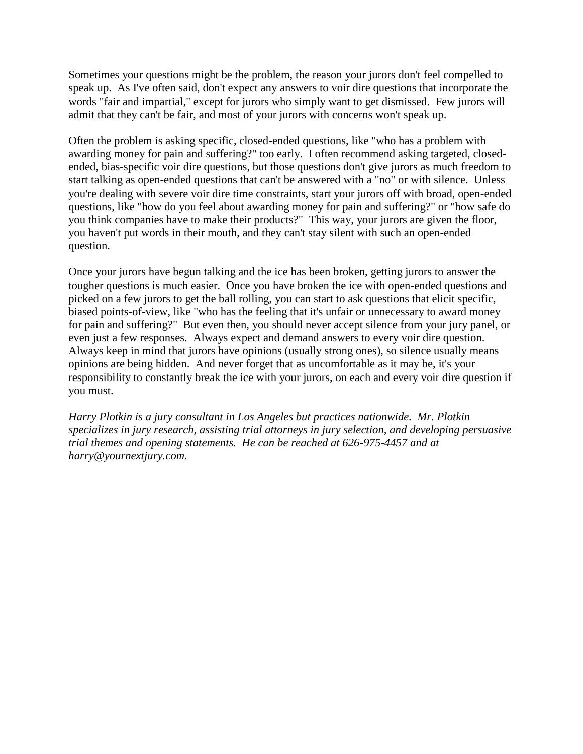Sometimes your questions might be the problem, the reason your jurors don't feel compelled to speak up. As I've often said, don't expect any answers to voir dire questions that incorporate the words "fair and impartial," except for jurors who simply want to get dismissed. Few jurors will admit that they can't be fair, and most of your jurors with concerns won't speak up.

Often the problem is asking specific, closed-ended questions, like "who has a problem with awarding money for pain and suffering?" too early. I often recommend asking targeted, closed-ended, bias-specific voir dire questions, but those questions don't give jurors as much freedom to start talking as open-ended questions that can't be answered with a "no" or with silence. Unless you're dealing with severe voir dire time constraints, start your jurors off with broad, open-ended questions, like "how do you feel about awarding money for pain and suffering?" or "how safe do you think companies have to make their products?" This way, your jurors are given the floor, you haven't put words in their mouth, and they can't stay silent with such an open-ended question.

Once your jurors have begun talking and the ice has been broken, getting jurors to answer the tougher questions is much easier. Once you have broken the ice with open-ended questions and picked on a few jurors to get the ball rolling, you can start to ask questions that elicit specific, biased points-of-view, like "who has the feeling that it's unfair or unnecessary to award money for pain and suffering?" But even then, you should never accept silence from your jury panel, or even just a few responses. Always expect and demand answers to every voir dire question. Always keep in mind that jurors have opinions (usually strong ones), so silence usually means opinions are being hidden. And never forget that as uncomfortable as it may be, it's your responsibility to constantly break the ice with your jurors, on each and every voir dire question if you must.

*Harry Plotkin is a jury consultant in Los Angeles but practices nationwide. Mr. Plotkin specializes in jury research, assisting trial attorneys in jury selection, and developing persuasive trial themes and opening statements. He can be reached at 626-975-4457 and at harry@yournextjury.com.*